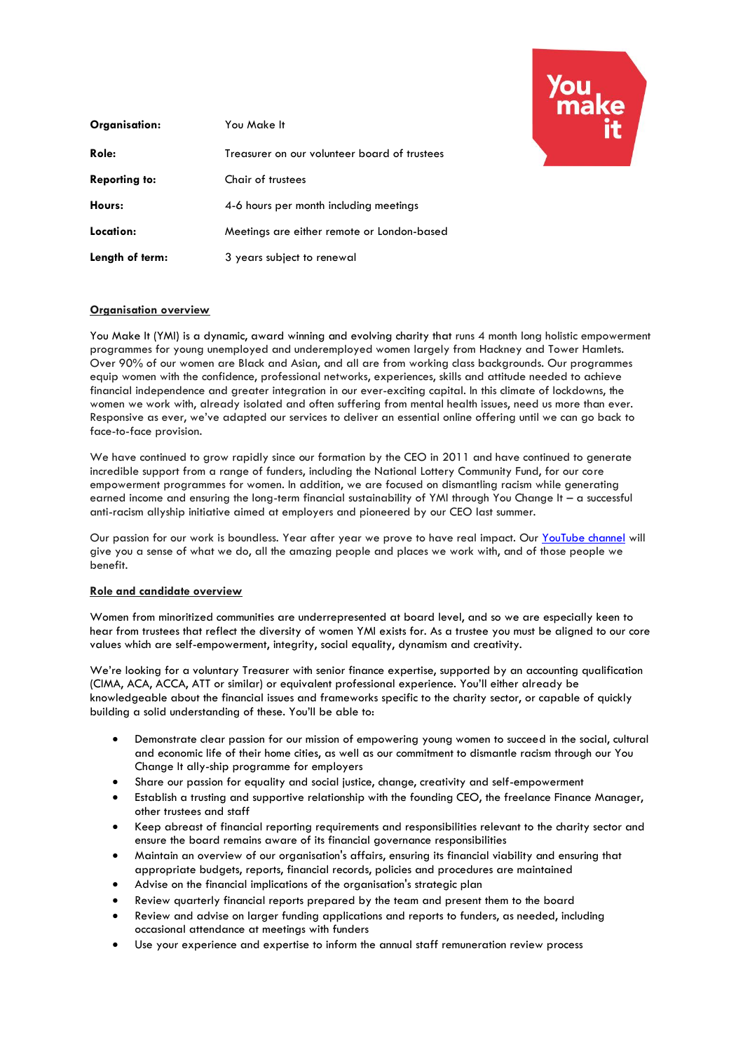| | |
|---|---|
| **Organisation:** | You Make It |
| **Role:** | Treasurer on our volunteer board of trustees |
| **Reporting to:** | Chair of trustees |
| **Hours:** | 4-6 hours per month including meetings |
| **Location:** | Meetings are either remote or London-based |
| **Length of term:** | 3 years subject to renewal |

## Organisation overview

You Make It (YMI) is a dynamic, award winning and evolving charity that runs 4 month long holistic empowerment programmes for young unemployed and underemployed women largely from Hackney and Tower Hamlets. Over 90% of our women are Black and Asian, and all are from working class backgrounds. Our programmes equip women with the confidence, professional networks, experiences, skills and attitude needed to achieve financial independence and greater integration in our ever-exciting capital. In this climate of lockdowns, the women we work with, already isolated and often suffering from mental health issues, need us more than ever. Responsive as ever, we've adapted our services to deliver an essential online offering until we can go back to face-to-face provision.

We have continued to grow rapidly since our formation by the CEO in 2011 and have continued to generate incredible support from a range of funders, including the National Lottery Community Fund, for our core empowerment programmes for women. In addition, we are focused on dismantling racism while generating earned income and ensuring the long-term financial sustainability of YMI through You Change It – a successful anti-racism allyship initiative aimed at employers and pioneered by our CEO last summer.

Our passion for our work is boundless. Year after year we prove to have real impact. Our YouTube channel will give you a sense of what we do, all the amazing people and places we work with, and of those people we benefit.

## Role and candidate overview

Women from minoritized communities are underrepresented at board level, and so we are especially keen to hear from trustees that reflect the diversity of women YMI exists for. As a trustee you must be aligned to our core values which are self-empowerment, integrity, social equality, dynamism and creativity.

We're looking for a voluntary Treasurer with senior finance expertise, supported by an accounting qualification (CIMA, ACA, ACCA, ATT or similar) or equivalent professional experience. You'll either already be knowledgeable about the financial issues and frameworks specific to the charity sector, or capable of quickly building a solid understanding of these. You'll be able to:

- Demonstrate clear passion for our mission of empowering young women to succeed in the social, cultural and economic life of their home cities, as well as our commitment to dismantle racism through our You Change It ally-ship programme for employers
- Share our passion for equality and social justice, change, creativity and self-empowerment
- Establish a trusting and supportive relationship with the founding CEO, the freelance Finance Manager, other trustees and staff
- Keep abreast of financial reporting requirements and responsibilities relevant to the charity sector and ensure the board remains aware of its financial governance responsibilities
- Maintain an overview of our organisation's affairs, ensuring its financial viability and ensuring that appropriate budgets, reports, financial records, policies and procedures are maintained
- Advise on the financial implications of the organisation's strategic plan
- Review quarterly financial reports prepared by the team and present them to the board
- Review and advise on larger funding applications and reports to funders, as needed, including occasional attendance at meetings with funders
- Use your experience and expertise to inform the annual staff remuneration review process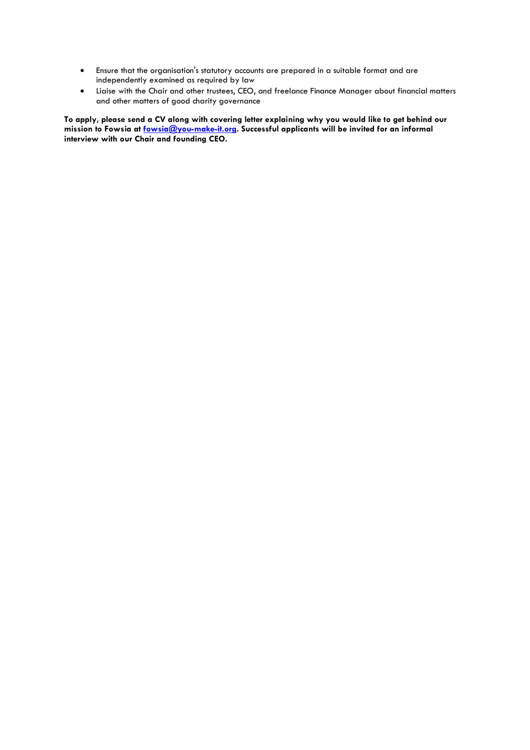- Ensure that the organisation's statutory accounts are prepared in a suitable format and are independently examined as required by law
- Liaise with the Chair and other trustees, CEO, and freelance Finance Manager about financial matters and other matters of good charity governance

**To apply, please send a CV along with covering letter explaining why you would like to get behind our mission to Fowsia at [fowsia@you-make-it.org](mailto:fowsia@you-make-it.org). Successful applicants will be invited for an informal interview with our Chair and founding CEO.**